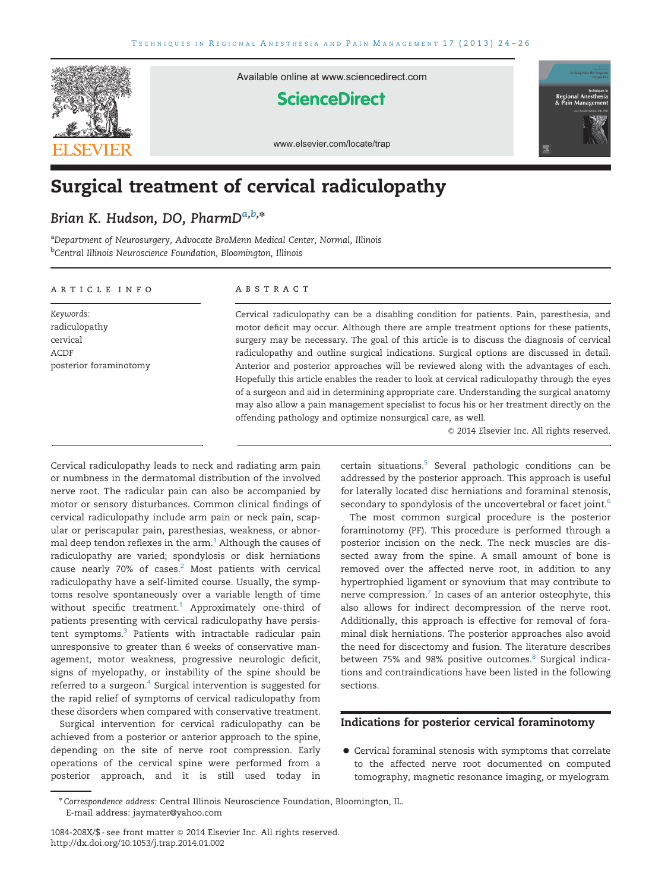# Surgical treatment of cervical radiculopathy

*Brian K. Hudson, DO, PharmD*[a,b,*]

[a]*Department of Neurosurgery, Advocate BroMenn Medical Center, Normal, Illinois*
[b]*Central Illinois Neuroscience Foundation, Bloomington, Illinois*

ARTICLE INFO

*Keywords:*
radiculopathy
cervical
ACDF
posterior foraminotomy

ABSTRACT

Cervical radiculopathy can be a disabling condition for patients. Pain, paresthesia, and motor deficit may occur. Although there are ample treatment options for these patients, surgery may be necessary. The goal of this article is to discuss the diagnosis of cervical radiculopathy and outline surgical indications. Surgical options are discussed in detail. Anterior and posterior approaches will be reviewed along with the advantages of each. Hopefully this article enables the reader to look at cervical radiculopathy through the eyes of a surgeon and aid in determining appropriate care. Understanding the surgical anatomy may also allow a pain management specialist to focus his or her treatment directly on the offending pathology and optimize nonsurgical care, as well.

© 2014 Elsevier Inc. All rights reserved.

Cervical radiculopathy leads to neck and radiating arm pain or numbness in the dermatomal distribution of the involved nerve root. The radicular pain can also be accompanied by motor or sensory disturbances. Common clinical findings of cervical radiculopathy include arm pain or neck pain, scapular or periscapular pain, paresthesias, weakness, or abnormal deep tendon reflexes in the arm.[1] Although the causes of radiculopathy are varied; spondylosis or disk herniations cause nearly 70% of cases.[2] Most patients with cervical radiculopathy have a self-limited course. Usually, the symptoms resolve spontaneously over a variable length of time without specific treatment.[1] Approximately one-third of patients presenting with cervical radiculopathy have persistent symptoms.[3] Patients with intractable radicular pain unresponsive to greater than 6 weeks of conservative management, motor weakness, progressive neurologic deficit, signs of myelopathy, or instability of the spine should be referred to a surgeon.[4] Surgical intervention is suggested for the rapid relief of symptoms of cervical radiculopathy from these disorders when compared with conservative treatment.

Surgical intervention for cervical radiculopathy can be achieved from a posterior or anterior approach to the spine, depending on the site of nerve root compression. Early operations of the cervical spine were performed from a posterior approach, and it is still used today in certain situations.[5] Several pathologic conditions can be addressed by the posterior approach. This approach is useful for laterally located disc herniations and foraminal stenosis, secondary to spondylosis of the uncovertebral or facet joint.[6]

The most common surgical procedure is the posterior foraminotomy (PF). This procedure is performed through a posterior incision on the neck. The neck muscles are dissected away from the spine. A small amount of bone is removed over the affected nerve root, in addition to any hypertrophied ligament or synovium that may contribute to nerve compression.[7] In cases of an anterior osteophyte, this also allows for indirect decompression of the nerve root. Additionally, this approach is effective for removal of foraminal disk herniations. The posterior approaches also avoid the need for discectomy and fusion. The literature describes between 75% and 98% positive outcomes.[8] Surgical indications and contraindications have been listed in the following sections.

## Indications for posterior cervical foraminotomy

- Cervical foraminal stenosis with symptoms that correlate to the affected nerve root documented on computed tomography, magnetic resonance imaging, or myelogram

*Correspondence address: Central Illinois Neuroscience Foundation, Bloomington, IL.
E-mail address: jaymater@yahoo.com

1084-208X/$ - see front matter © 2014 Elsevier Inc. All rights reserved.
http://dx.doi.org/10.1053/j.trap.2014.01.002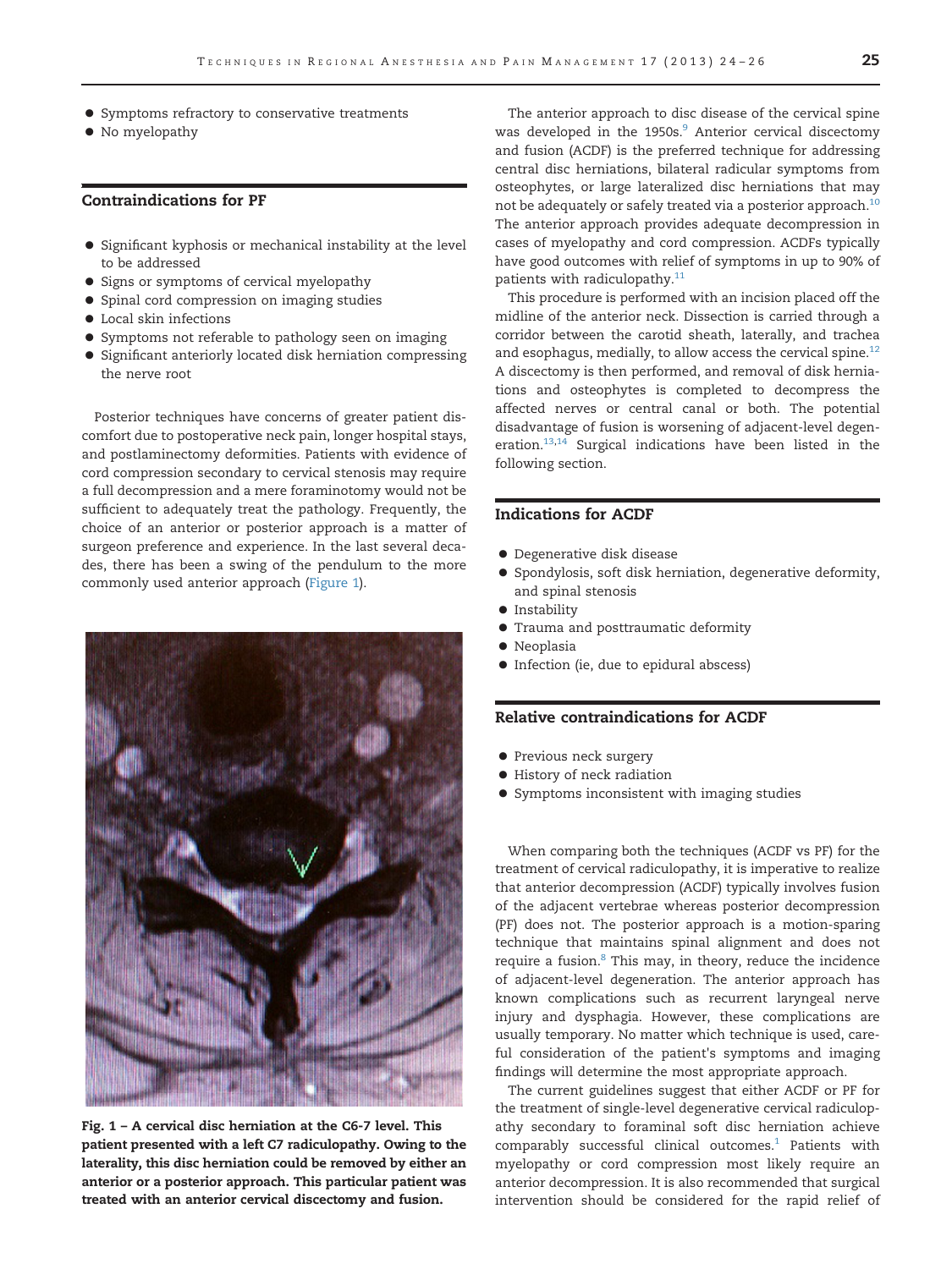- Symptoms refractory to conservative treatments
- No myelopathy

## Contraindications for PF

- Significant kyphosis or mechanical instability at the level to be addressed
- Signs or symptoms of cervical myelopathy
- Spinal cord compression on imaging studies
- Local skin infections
- Symptoms not referable to pathology seen on imaging
- Significant anteriorly located disk herniation compressing the nerve root

Posterior techniques have concerns of greater patient discomfort due to postoperative neck pain, longer hospital stays, and postlaminectomy deformities. Patients with evidence of cord compression secondary to cervical stenosis may require a full decompression and a mere foraminotomy would not be sufficient to adequately treat the pathology. Frequently, the choice of an anterior or posterior approach is a matter of surgeon preference and experience. In the last several decades, there has been a swing of the pendulum to the more commonly used anterior approach (Figure 1).

**Fig. 1 – A cervical disc herniation at the C6-7 level. This patient presented with a left C7 radiculopathy. Owing to the laterality, this disc herniation could be removed by either an anterior or a posterior approach. This particular patient was treated with an anterior cervical discectomy and fusion.**

The anterior approach to disc disease of the cervical spine was developed in the 1950s.[9] Anterior cervical discectomy and fusion (ACDF) is the preferred technique for addressing central disc herniations, bilateral radicular symptoms from osteophytes, or large lateralized disc herniations that may not be adequately or safely treated via a posterior approach.[10] The anterior approach provides adequate decompression in cases of myelopathy and cord compression. ACDFs typically have good outcomes with relief of symptoms in up to 90% of patients with radiculopathy.[11]

This procedure is performed with an incision placed off the midline of the anterior neck. Dissection is carried through a corridor between the carotid sheath, laterally, and trachea and esophagus, medially, to allow access the cervical spine.[12] A discectomy is then performed, and removal of disk herniations and osteophytes is completed to decompress the affected nerves or central canal or both. The potential disadvantage of fusion is worsening of adjacent-level degeneration.[13,14] Surgical indications have been listed in the following section.

## Indications for ACDF

- Degenerative disk disease
- Spondylosis, soft disk herniation, degenerative deformity, and spinal stenosis
- Instability
- Trauma and posttraumatic deformity
- Neoplasia
- Infection (ie, due to epidural abscess)

## Relative contraindications for ACDF

- Previous neck surgery
- History of neck radiation
- Symptoms inconsistent with imaging studies

When comparing both the techniques (ACDF vs PF) for the treatment of cervical radiculopathy, it is imperative to realize that anterior decompression (ACDF) typically involves fusion of the adjacent vertebrae whereas posterior decompression (PF) does not. The posterior approach is a motion-sparing technique that maintains spinal alignment and does not require a fusion.[8] This may, in theory, reduce the incidence of adjacent-level degeneration. The anterior approach has known complications such as recurrent laryngeal nerve injury and dysphagia. However, these complications are usually temporary. No matter which technique is used, careful consideration of the patient's symptoms and imaging findings will determine the most appropriate approach.

The current guidelines suggest that either ACDF or PF for the treatment of single-level degenerative cervical radiculopathy secondary to foraminal soft disc herniation achieve comparably successful clinical outcomes.[1] Patients with myelopathy or cord compression most likely require an anterior decompression. It is also recommended that surgical intervention should be considered for the rapid relief of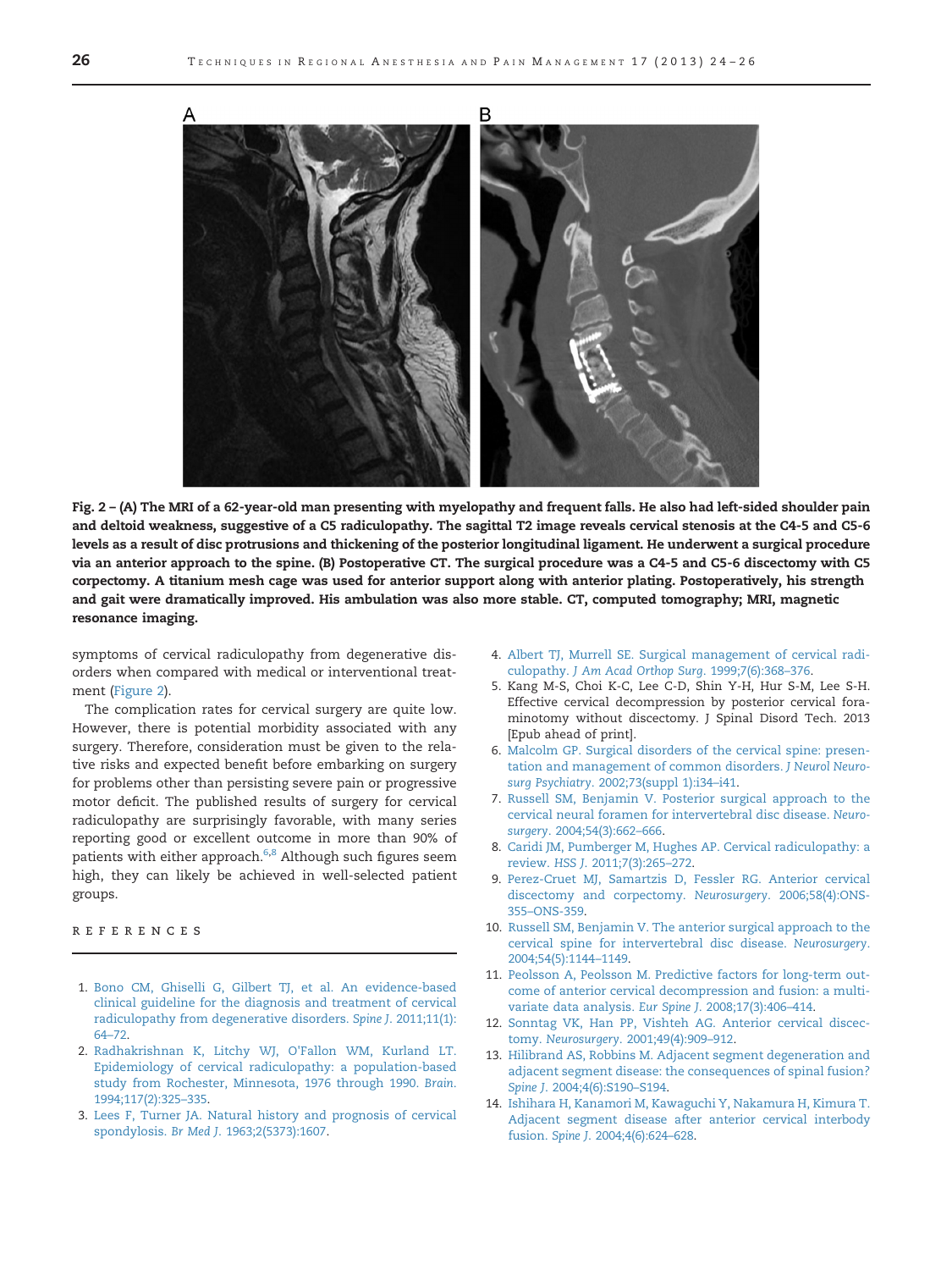Fig. 2 – (A) The MRI of a 62-year-old man presenting with myelopathy and frequent falls. He also had left-sided shoulder pain and deltoid weakness, suggestive of a C5 radiculopathy. The sagittal T2 image reveals cervical stenosis at the C4-5 and C5-6 levels as a result of disc protrusions and thickening of the posterior longitudinal ligament. He underwent a surgical procedure via an anterior approach to the spine. (B) Postoperative CT. The surgical procedure was a C4-5 and C5-6 discectomy with C5 corpectomy. A titanium mesh cage was used for anterior support along with anterior plating. Postoperatively, his strength and gait were dramatically improved. His ambulation was also more stable. CT, computed tomography; MRI, magnetic resonance imaging.

symptoms of cervical radiculopathy from degenerative disorders when compared with medical or interventional treatment (Figure 2).

The complication rates for cervical surgery are quite low. However, there is potential morbidity associated with any surgery. Therefore, consideration must be given to the relative risks and expected benefit before embarking on surgery for problems other than persisting severe pain or progressive motor deficit. The published results of surgery for cervical radiculopathy are surprisingly favorable, with many series reporting good or excellent outcome in more than 90% of patients with either approach.[6,8] Although such figures seem high, they can likely be achieved in well-selected patient groups.

## REFERENCES

1. Bono CM, Ghiselli G, Gilbert TJ, et al. An evidence-based clinical guideline for the diagnosis and treatment of cervical radiculopathy from degenerative disorders. *Spine J*. 2011;11(1):64–72.
2. Radhakrishnan K, Litchy WJ, O'Fallon WM, Kurland LT. Epidemiology of cervical radiculopathy: a population-based study from Rochester, Minnesota, 1976 through 1990. *Brain*. 1994;117(2):325–335.
3. Lees F, Turner JA. Natural history and prognosis of cervical spondylosis. *Br Med J*. 1963;2(5373):1607.
4. Albert TJ, Murrell SE. Surgical management of cervical radiculopathy. *J Am Acad Orthop Surg*. 1999;7(6):368–376.
5. Kang M-S, Choi K-C, Lee C-D, Shin Y-H, Hur S-M, Lee S-H. Effective cervical decompression by posterior cervical foraminotomy without discectomy. J Spinal Disord Tech. 2013 [Epub ahead of print].
6. Malcolm GP. Surgical disorders of the cervical spine: presentation and management of common disorders. *J Neurol Neurosurg Psychiatry*. 2002;73(suppl 1):i34–i41.
7. Russell SM, Benjamin V. Posterior surgical approach to the cervical neural foramen for intervertebral disc disease. *Neurosurgery*. 2004;54(3):662–666.
8. Caridi JM, Pumberger M, Hughes AP. Cervical radiculopathy: a review. *HSS J*. 2011;7(3):265–272.
9. Perez-Cruet MJ, Samartzis D, Fessler RG. Anterior cervical discectomy and corpectomy. *Neurosurgery*. 2006;58(4):ONS-355–ONS-359.
10. Russell SM, Benjamin V. The anterior surgical approach to the cervical spine for intervertebral disc disease. *Neurosurgery*. 2004;54(5):1144–1149.
11. Peolsson A, Peolsson M. Predictive factors for long-term outcome of anterior cervical decompression and fusion: a multivariate data analysis. *Eur Spine J*. 2008;17(3):406–414.
12. Sonntag VK, Han PP, Vishteh AG. Anterior cervical discectomy. *Neurosurgery*. 2001;49(4):909–912.
13. Hilibrand AS, Robbins M. Adjacent segment degeneration and adjacent segment disease: the consequences of spinal fusion? *Spine J*. 2004;4(6):S190–S194.
14. Ishihara H, Kanamori M, Kawaguchi Y, Nakamura H, Kimura T. Adjacent segment disease after anterior cervical interbody fusion. *Spine J*. 2004;4(6):624–628.